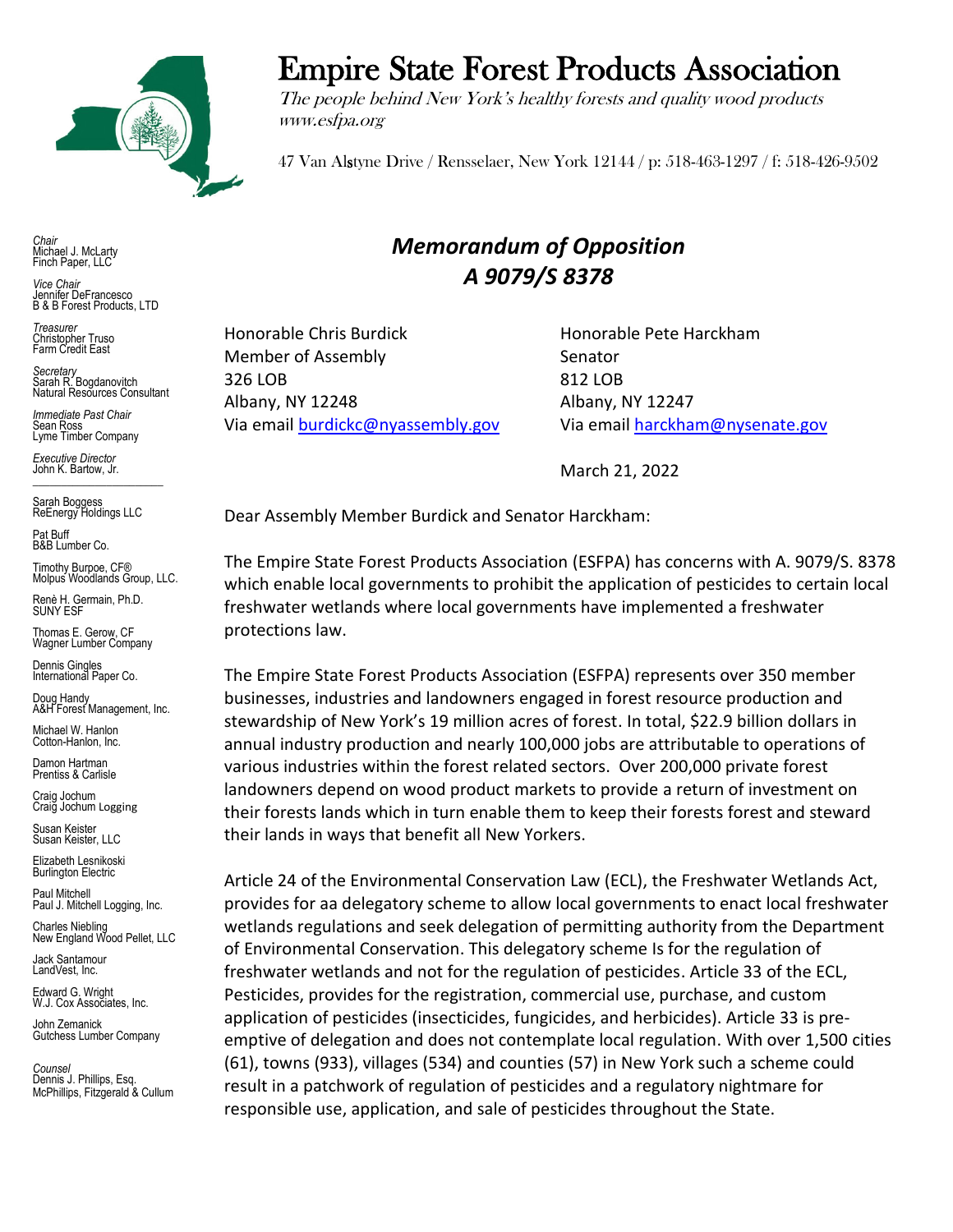# Empire State Forest Products Association

*The people behind New York's healthy forests and quality wood products*
*www.esfpa.org*

47 Van Alstyne Drive / Rensselaer, New York 12144 / p: 518-463-1297 / f: 518-426-9502

*Chair*
Michael J. McLarty
Finch Paper, LLC

*Vice Chair*
Jennifer DeFrancesco
B & B Forest Products, LTD

*Treasurer*
Christopher Truso
Farm Credit East

*Secretary*
Sarah R. Bogdanovitch
Natural Resources Consultant

*Immediate Past Chair*
Sean Ross
Lyme Timber Company

*Executive Director*
John K. Bartow, Jr.

Sarah Boggess
ReEnergy Holdings LLC

Pat Buff
B&B Lumber Co.

Timothy Burpoe, CF®
Molpus Woodlands Group, LLC.

Renè H. Germain, Ph.D.
SUNY ESF

Thomas E. Gerow, CF
Wagner Lumber Company

Dennis Gingles
International Paper Co.

Doug Handy
A&H Forest Management, Inc.

Michael W. Hanlon
Cotton-Hanlon, Inc.

Damon Hartman
Prentiss & Carlisle

Craig Jochum
Craig Jochum Logging

Susan Keister
Susan Keister, LLC

Elizabeth Lesnikoski
Burlington Electric

Paul Mitchell
Paul J. Mitchell Logging, Inc.

Charles Niebling
New England Wood Pellet, LLC

Jack Santamour
LandVest, Inc.

Edward G. Wright
W.J. Cox Associates, Inc.

John Zemanick
Gutchess Lumber Company

*Counsel*
Dennis J. Phillips, Esq.
McPhillips, Fitzgerald & Cullum

## *Memorandum of Opposition A 9079/S 8378*

Honorable Chris Burdick
Member of Assembly
326 LOB
Albany, NY 12248
Via email burdickc@nyassembly.gov

Honorable Pete Harckham
Senator
812 LOB
Albany, NY 12247
Via email harckham@nysenate.gov

March 21, 2022

Dear Assembly Member Burdick and Senator Harckham:

The Empire State Forest Products Association (ESFPA) has concerns with A. 9079/S. 8378 which enable local governments to prohibit the application of pesticides to certain local freshwater wetlands where local governments have implemented a freshwater protections law.

The Empire State Forest Products Association (ESFPA) represents over 350 member businesses, industries and landowners engaged in forest resource production and stewardship of New York's 19 million acres of forest. In total, $22.9 billion dollars in annual industry production and nearly 100,000 jobs are attributable to operations of various industries within the forest related sectors. Over 200,000 private forest landowners depend on wood product markets to provide a return of investment on their forests lands which in turn enable them to keep their forests forest and steward their lands in ways that benefit all New Yorkers.

Article 24 of the Environmental Conservation Law (ECL), the Freshwater Wetlands Act, provides for aa delegatory scheme to allow local governments to enact local freshwater wetlands regulations and seek delegation of permitting authority from the Department of Environmental Conservation. This delegatory scheme Is for the regulation of freshwater wetlands and not for the regulation of pesticides. Article 33 of the ECL, Pesticides, provides for the registration, commercial use, purchase, and custom application of pesticides (insecticides, fungicides, and herbicides). Article 33 is pre-emptive of delegation and does not contemplate local regulation. With over 1,500 cities (61), towns (933), villages (534) and counties (57) in New York such a scheme could result in a patchwork of regulation of pesticides and a regulatory nightmare for responsible use, application, and sale of pesticides throughout the State.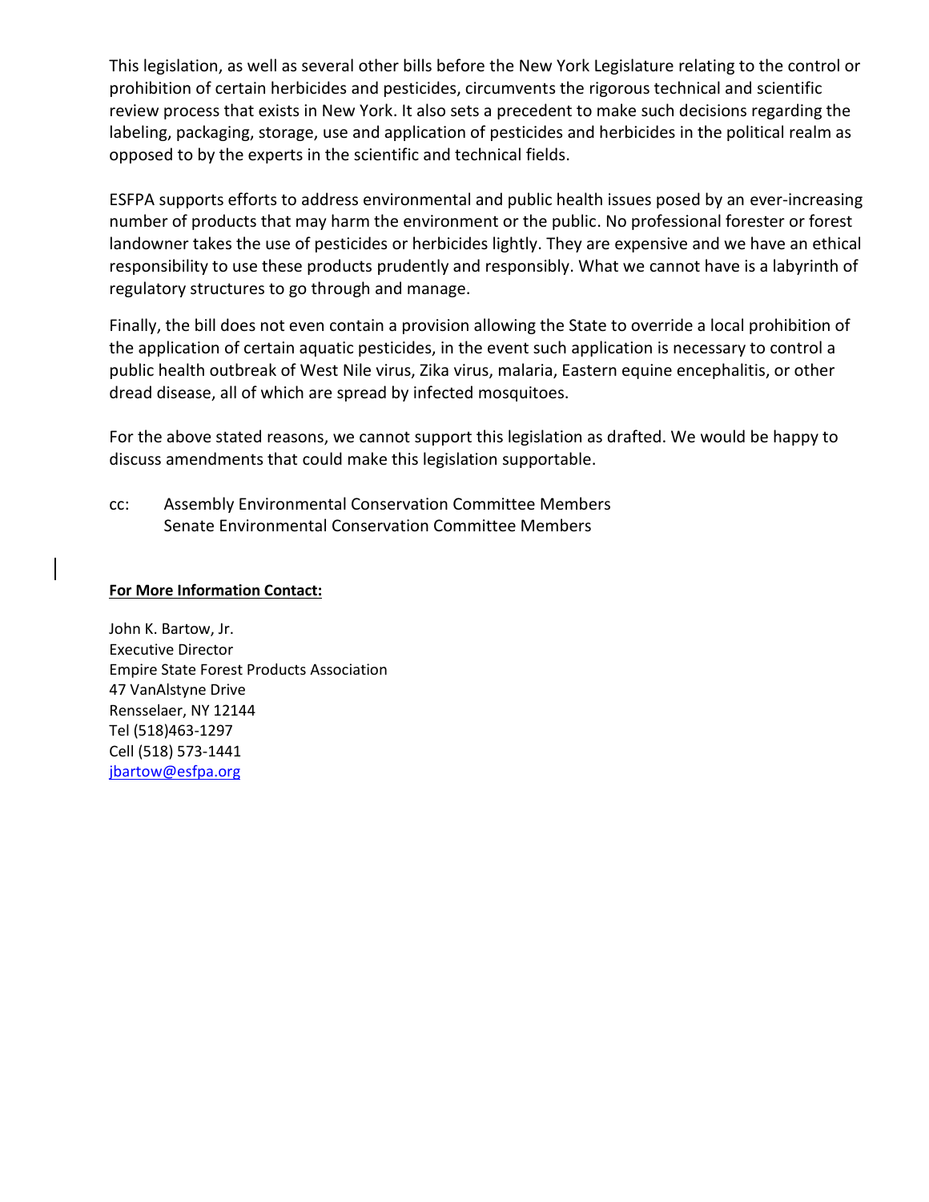This legislation, as well as several other bills before the New York Legislature relating to the control or prohibition of certain herbicides and pesticides, circumvents the rigorous technical and scientific review process that exists in New York. It also sets a precedent to make such decisions regarding the labeling, packaging, storage, use and application of pesticides and herbicides in the political realm as opposed to by the experts in the scientific and technical fields.

ESFPA supports efforts to address environmental and public health issues posed by an ever-increasing number of products that may harm the environment or the public. No professional forester or forest landowner takes the use of pesticides or herbicides lightly. They are expensive and we have an ethical responsibility to use these products prudently and responsibly. What we cannot have is a labyrinth of regulatory structures to go through and manage.

Finally, the bill does not even contain a provision allowing the State to override a local prohibition of the application of certain aquatic pesticides, in the event such application is necessary to control a public health outbreak of West Nile virus, Zika virus, malaria, Eastern equine encephalitis, or other dread disease, all of which are spread by infected mosquitoes.

For the above stated reasons, we cannot support this legislation as drafted. We would be happy to discuss amendments that could make this legislation supportable.

cc: Assembly Environmental Conservation Committee Members
Senate Environmental Conservation Committee Members

**For More Information Contact:**

John K. Bartow, Jr.
Executive Director
Empire State Forest Products Association
47 VanAlstyne Drive
Rensselaer, NY 12144
Tel (518)463-1297
Cell (518) 573-1441
jbartow@esfpa.org